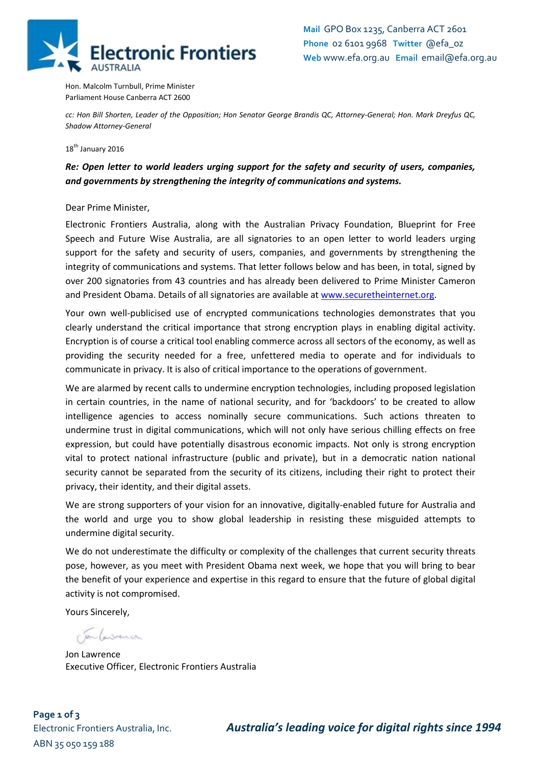Electronic Frontiers AUSTRALIA

**Mail** GPO Box 1235, Canberra ACT 2601
**Phone** 02 6101 9968 **Twitter** @efa_oz
**Web** www.efa.org.au **Email** email@efa.org.au

Hon. Malcolm Turnbull, Prime Minister
Parliament House Canberra ACT 2600

*cc: Hon Bill Shorten, Leader of the Opposition; Hon Senator George Brandis QC, Attorney-General; Hon. Mark Dreyfus QC, Shadow Attorney-General*

18th January 2016

***Re: Open letter to world leaders urging support for the safety and security of users, companies, and governments by strengthening the integrity of communications and systems.***

Dear Prime Minister,

Electronic Frontiers Australia, along with the Australian Privacy Foundation, Blueprint for Free Speech and Future Wise Australia, are all signatories to an open letter to world leaders urging support for the safety and security of users, companies, and governments by strengthening the integrity of communications and systems. That letter follows below and has been, in total, signed by over 200 signatories from 43 countries and has already been delivered to Prime Minister Cameron and President Obama. Details of all signatories are available at www.securetheinternet.org.

Your own well-publicised use of encrypted communications technologies demonstrates that you clearly understand the critical importance that strong encryption plays in enabling digital activity. Encryption is of course a critical tool enabling commerce across all sectors of the economy, as well as providing the security needed for a free, unfettered media to operate and for individuals to communicate in privacy. It is also of critical importance to the operations of government.

We are alarmed by recent calls to undermine encryption technologies, including proposed legislation in certain countries, in the name of national security, and for 'backdoors' to be created to allow intelligence agencies to access nominally secure communications. Such actions threaten to undermine trust in digital communications, which will not only have serious chilling effects on free expression, but could have potentially disastrous economic impacts. Not only is strong encryption vital to protect national infrastructure (public and private), but in a democratic nation national security cannot be separated from the security of its citizens, including their right to protect their privacy, their identity, and their digital assets.

We are strong supporters of your vision for an innovative, digitally-enabled future for Australia and the world and urge you to show global leadership in resisting these misguided attempts to undermine digital security.

We do not underestimate the difficulty or complexity of the challenges that current security threats pose, however, as you meet with President Obama next week, we hope that you will bring to bear the benefit of your experience and expertise in this regard to ensure that the future of global digital activity is not compromised.

Yours Sincerely,

Jon Lawrence
Executive Officer, Electronic Frontiers Australia

Electronic Frontiers Australia, Inc.
ABN 35 050 159 188

*Australia's leading voice for digital rights since 1994*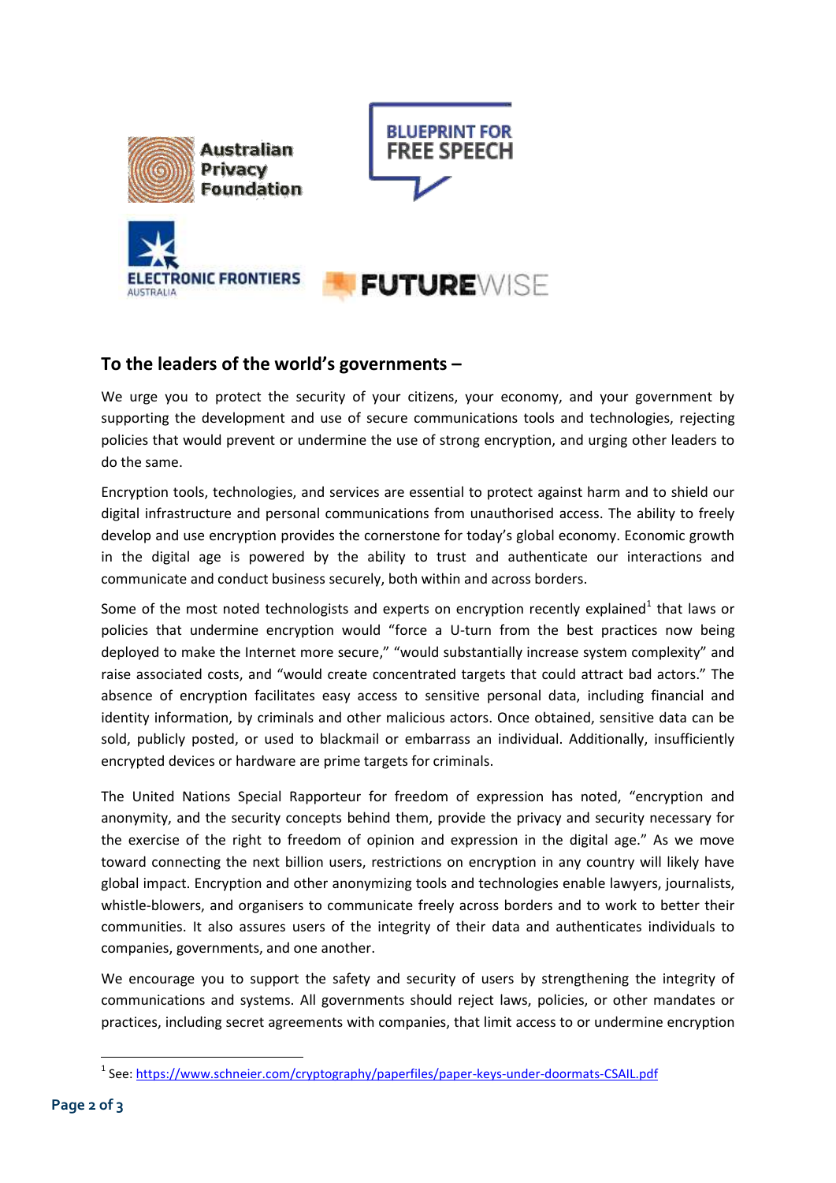Australian Privacy Foundation

BLUEPRINT FOR FREE SPEECH

ELECTRONIC FRONTIERS AUSTRALIA

FUTUREWISE

## To the leaders of the world's governments –

We urge you to protect the security of your citizens, your economy, and your government by supporting the development and use of secure communications tools and technologies, rejecting policies that would prevent or undermine the use of strong encryption, and urging other leaders to do the same.

Encryption tools, technologies, and services are essential to protect against harm and to shield our digital infrastructure and personal communications from unauthorised access. The ability to freely develop and use encryption provides the cornerstone for today's global economy. Economic growth in the digital age is powered by the ability to trust and authenticate our interactions and communicate and conduct business securely, both within and across borders.

Some of the most noted technologists and experts on encryption recently explained[1] that laws or policies that undermine encryption would "force a U-turn from the best practices now being deployed to make the Internet more secure," "would substantially increase system complexity" and raise associated costs, and "would create concentrated targets that could attract bad actors." The absence of encryption facilitates easy access to sensitive personal data, including financial and identity information, by criminals and other malicious actors. Once obtained, sensitive data can be sold, publicly posted, or used to blackmail or embarrass an individual. Additionally, insufficiently encrypted devices or hardware are prime targets for criminals.

The United Nations Special Rapporteur for freedom of expression has noted, "encryption and anonymity, and the security concepts behind them, provide the privacy and security necessary for the exercise of the right to freedom of opinion and expression in the digital age." As we move toward connecting the next billion users, restrictions on encryption in any country will likely have global impact. Encryption and other anonymizing tools and technologies enable lawyers, journalists, whistle-blowers, and organisers to communicate freely across borders and to work to better their communities. It also assures users of the integrity of their data and authenticates individuals to companies, governments, and one another.

We encourage you to support the safety and security of users by strengthening the integrity of communications and systems. All governments should reject laws, policies, or other mandates or practices, including secret agreements with companies, that limit access to or undermine encryption

[1] See: https://www.schneier.com/cryptography/paperfiles/paper-keys-under-doormats-CSAIL.pdf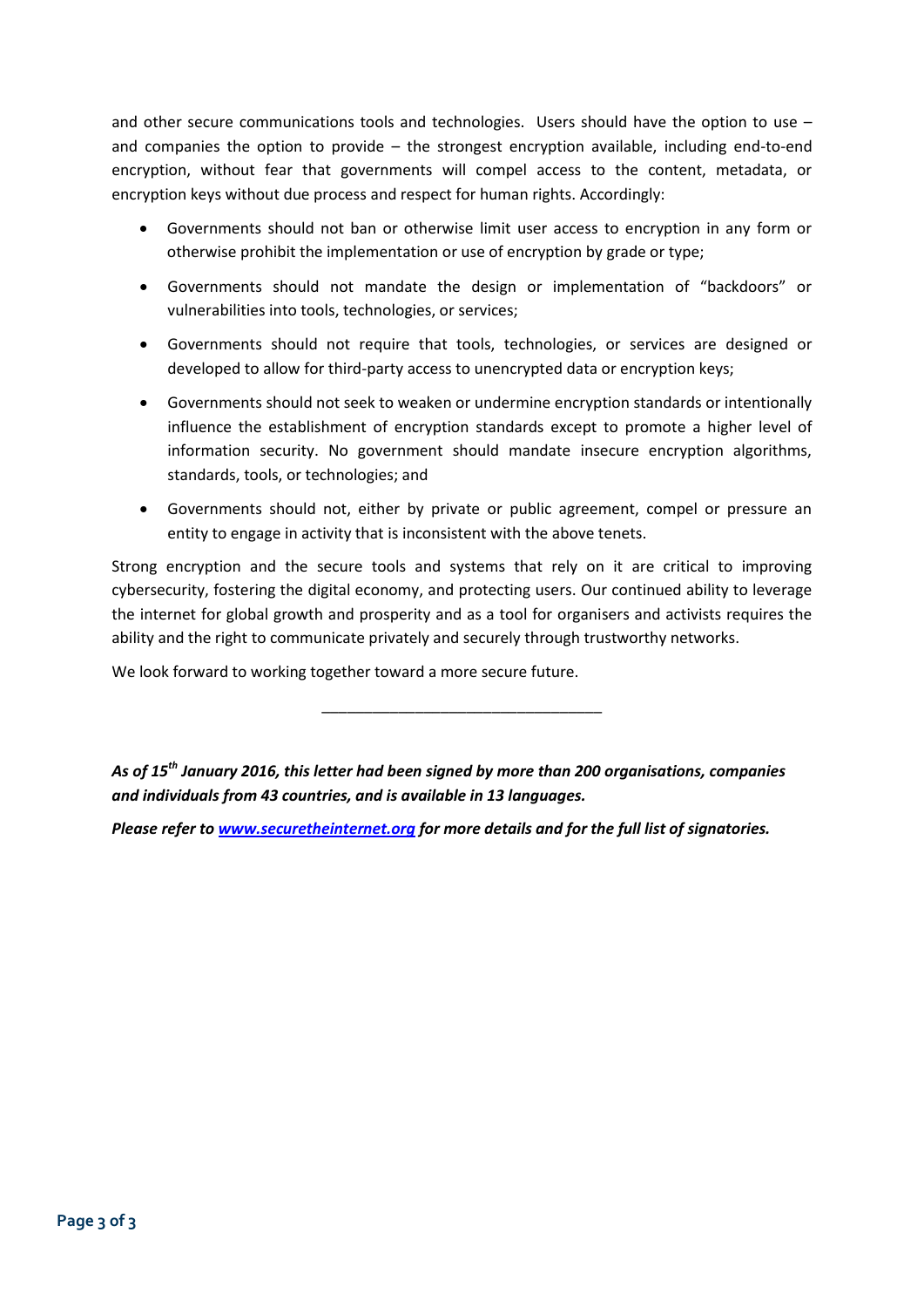and other secure communications tools and technologies. Users should have the option to use – and companies the option to provide – the strongest encryption available, including end-to-end encryption, without fear that governments will compel access to the content, metadata, or encryption keys without due process and respect for human rights. Accordingly:

- Governments should not ban or otherwise limit user access to encryption in any form or otherwise prohibit the implementation or use of encryption by grade or type;
- Governments should not mandate the design or implementation of "backdoors" or vulnerabilities into tools, technologies, or services;
- Governments should not require that tools, technologies, or services are designed or developed to allow for third-party access to unencrypted data or encryption keys;
- Governments should not seek to weaken or undermine encryption standards or intentionally influence the establishment of encryption standards except to promote a higher level of information security. No government should mandate insecure encryption algorithms, standards, tools, or technologies; and
- Governments should not, either by private or public agreement, compel or pressure an entity to engage in activity that is inconsistent with the above tenets.

Strong encryption and the secure tools and systems that rely on it are critical to improving cybersecurity, fostering the digital economy, and protecting users. Our continued ability to leverage the internet for global growth and prosperity and as a tool for organisers and activists requires the ability and the right to communicate privately and securely through trustworthy networks.

We look forward to working together toward a more secure future.

---

***As of 15th January 2016, this letter had been signed by more than 200 organisations, companies and individuals from 43 countries, and is available in 13 languages.***

***Please refer to [www.securetheinternet.org](http://www.securetheinternet.org) for more details and for the full list of signatories.***